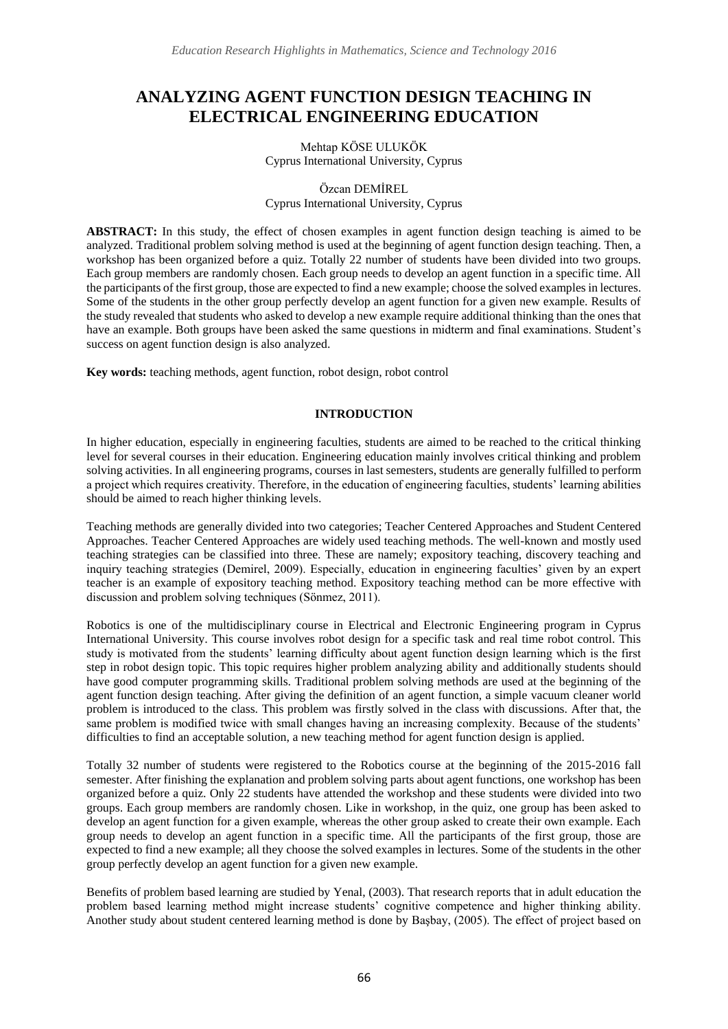# ANALYZING AGENT FUNCTION DESIGN TEACHING IN ELECTRICAL ENGINEERING EDUCATION

Mehtap KÖSE ULUKÖK
Cyprus International University, Cyprus

Özcan DEMİREL
Cyprus International University, Cyprus

**ABSTRACT:** In this study, the effect of chosen examples in agent function design teaching is aimed to be analyzed. Traditional problem solving method is used at the beginning of agent function design teaching. Then, a workshop has been organized before a quiz. Totally 22 number of students have been divided into two groups. Each group members are randomly chosen. Each group needs to develop an agent function in a specific time. All the participants of the first group, those are expected to find a new example; choose the solved examples in lectures. Some of the students in the other group perfectly develop an agent function for a given new example. Results of the study revealed that students who asked to develop a new example require additional thinking than the ones that have an example. Both groups have been asked the same questions in midterm and final examinations. Student's success on agent function design is also analyzed.

**Key words:** teaching methods, agent function, robot design, robot control

## INTRODUCTION

In higher education, especially in engineering faculties, students are aimed to be reached to the critical thinking level for several courses in their education. Engineering education mainly involves critical thinking and problem solving activities. In all engineering programs, courses in last semesters, students are generally fulfilled to perform a project which requires creativity. Therefore, in the education of engineering faculties, students' learning abilities should be aimed to reach higher thinking levels.

Teaching methods are generally divided into two categories; Teacher Centered Approaches and Student Centered Approaches. Teacher Centered Approaches are widely used teaching methods. The well-known and mostly used teaching strategies can be classified into three. These are namely; expository teaching, discovery teaching and inquiry teaching strategies (Demirel, 2009). Especially, education in engineering faculties' given by an expert teacher is an example of expository teaching method. Expository teaching method can be more effective with discussion and problem solving techniques (Sönmez, 2011).

Robotics is one of the multidisciplinary course in Electrical and Electronic Engineering program in Cyprus International University. This course involves robot design for a specific task and real time robot control. This study is motivated from the students' learning difficulty about agent function design learning which is the first step in robot design topic. This topic requires higher problem analyzing ability and additionally students should have good computer programming skills. Traditional problem solving methods are used at the beginning of the agent function design teaching. After giving the definition of an agent function, a simple vacuum cleaner world problem is introduced to the class. This problem was firstly solved in the class with discussions. After that, the same problem is modified twice with small changes having an increasing complexity. Because of the students' difficulties to find an acceptable solution, a new teaching method for agent function design is applied.

Totally 32 number of students were registered to the Robotics course at the beginning of the 2015-2016 fall semester. After finishing the explanation and problem solving parts about agent functions, one workshop has been organized before a quiz. Only 22 students have attended the workshop and these students were divided into two groups. Each group members are randomly chosen. Like in workshop, in the quiz, one group has been asked to develop an agent function for a given example, whereas the other group asked to create their own example. Each group needs to develop an agent function in a specific time. All the participants of the first group, those are expected to find a new example; all they choose the solved examples in lectures. Some of the students in the other group perfectly develop an agent function for a given new example.

Benefits of problem based learning are studied by Yenal, (2003). That research reports that in adult education the problem based learning method might increase students' cognitive competence and higher thinking ability. Another study about student centered learning method is done by Başbay, (2005). The effect of project based on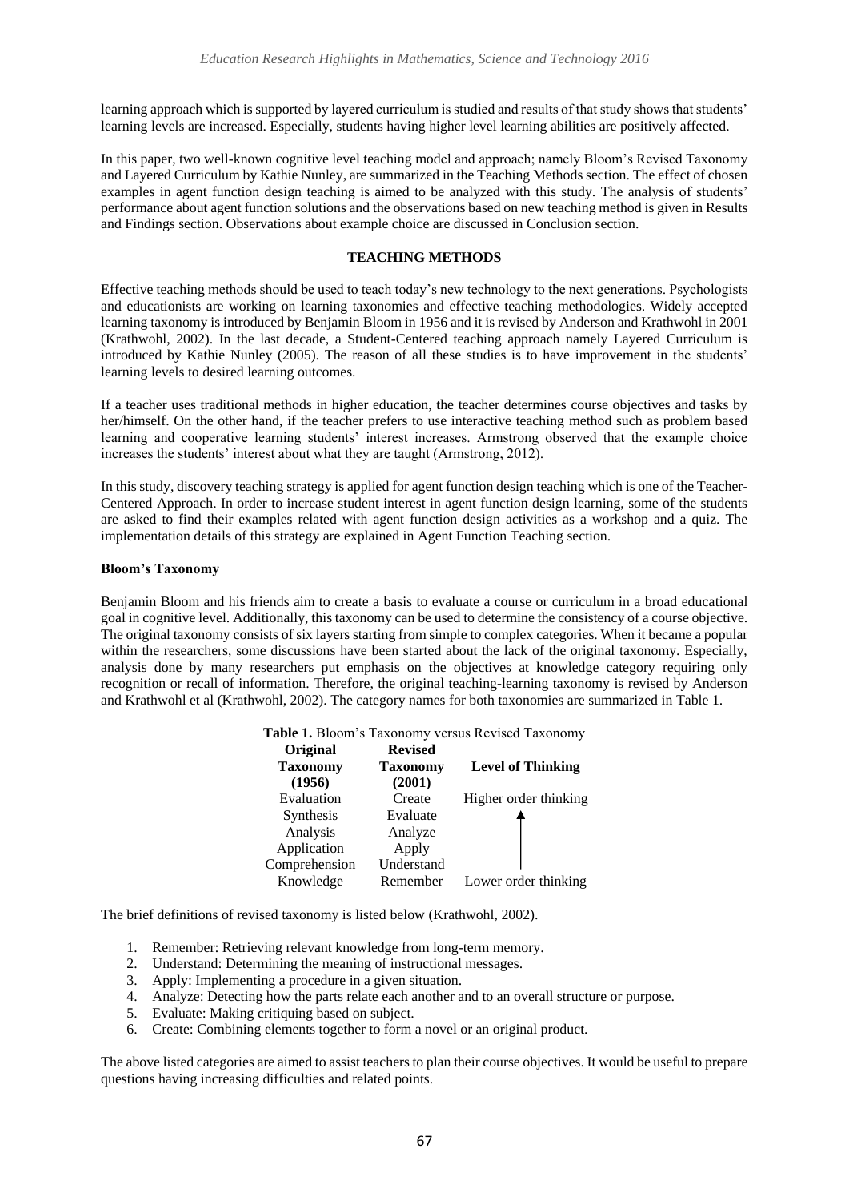learning approach which is supported by layered curriculum is studied and results of that study shows that students' learning levels are increased. Especially, students having higher level learning abilities are positively affected.

In this paper, two well-known cognitive level teaching model and approach; namely Bloom's Revised Taxonomy and Layered Curriculum by Kathie Nunley, are summarized in the Teaching Methods section. The effect of chosen examples in agent function design teaching is aimed to be analyzed with this study. The analysis of students' performance about agent function solutions and the observations based on new teaching method is given in Results and Findings section. Observations about example choice are discussed in Conclusion section.

## TEACHING METHODS

Effective teaching methods should be used to teach today's new technology to the next generations. Psychologists and educationists are working on learning taxonomies and effective teaching methodologies. Widely accepted learning taxonomy is introduced by Benjamin Bloom in 1956 and it is revised by Anderson and Krathwohl in 2001 (Krathwohl, 2002). In the last decade, a Student-Centered teaching approach namely Layered Curriculum is introduced by Kathie Nunley (2005). The reason of all these studies is to have improvement in the students' learning levels to desired learning outcomes.

If a teacher uses traditional methods in higher education, the teacher determines course objectives and tasks by her/himself. On the other hand, if the teacher prefers to use interactive teaching method such as problem based learning and cooperative learning students' interest increases. Armstrong observed that the example choice increases the students' interest about what they are taught (Armstrong, 2012).

In this study, discovery teaching strategy is applied for agent function design teaching which is one of the Teacher-Centered Approach. In order to increase student interest in agent function design learning, some of the students are asked to find their examples related with agent function design activities as a workshop and a quiz. The implementation details of this strategy are explained in Agent Function Teaching section.

### Bloom's Taxonomy

Benjamin Bloom and his friends aim to create a basis to evaluate a course or curriculum in a broad educational goal in cognitive level. Additionally, this taxonomy can be used to determine the consistency of a course objective. The original taxonomy consists of six layers starting from simple to complex categories. When it became a popular within the researchers, some discussions have been started about the lack of the original taxonomy. Especially, analysis done by many researchers put emphasis on the objectives at knowledge category requiring only recognition or recall of information. Therefore, the original teaching-learning taxonomy is revised by Anderson and Krathwohl et al (Krathwohl, 2002). The category names for both taxonomies are summarized in Table 1.

**Table 1.** Bloom's Taxonomy versus Revised Taxonomy

| Original Taxonomy (1956) | Revised Taxonomy (2001) | Level of Thinking |
|---|---|---|
| Evaluation | Create | Higher order thinking |
| Synthesis | Evaluate | ↑ |
| Analysis | Analyze | |
| Application | Apply | |
| Comprehension | Understand | |
| Knowledge | Remember | Lower order thinking |

The brief definitions of revised taxonomy is listed below (Krathwohl, 2002).

1. Remember: Retrieving relevant knowledge from long-term memory.
2. Understand: Determining the meaning of instructional messages.
3. Apply: Implementing a procedure in a given situation.
4. Analyze: Detecting how the parts relate each another and to an overall structure or purpose.
5. Evaluate: Making critiquing based on subject.
6. Create: Combining elements together to form a novel or an original product.

The above listed categories are aimed to assist teachers to plan their course objectives. It would be useful to prepare questions having increasing difficulties and related points.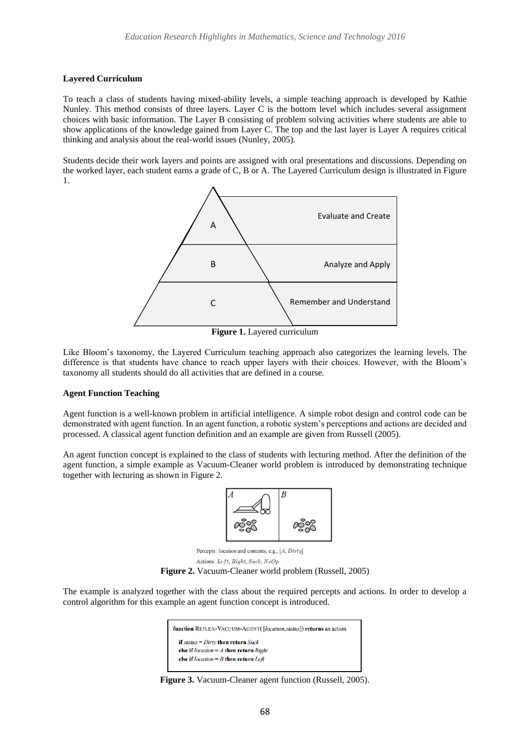**Layered Curriculum**

To teach a class of students having mixed-ability levels, a simple teaching approach is developed by Kathie Nunley. This method consists of three layers. Layer C is the bottom level which includes several assignment choices with basic information. The Layer B consisting of problem solving activities where students are able to show applications of the knowledge gained from Layer C. The top and the last layer is Layer A requires critical thinking and analysis about the real-world issues (Nunley, 2005).

Students decide their work layers and points are assigned with oral presentations and discussions. Depending on the worked layer, each student earns a grade of C, B or A. The Layered Curriculum design is illustrated in Figure 1.

A — Evaluate and Create

B — Analyze and Apply

C — Remember and Understand

**Figure 1.** Layered curriculum

Like Bloom's taxonomy, the Layered Curriculum teaching approach also categorizes the learning levels. The difference is that students have chance to reach upper layers with their choices. However, with the Bloom's taxonomy all students should do all activities that are defined in a course.

**Agent Function Teaching**

Agent function is a well-known problem in artificial intelligence. A simple robot design and control code can be demonstrated with agent function. In an agent function, a robotic system's perceptions and actions are decided and processed. A classical agent function definition and an example are given from Russell (2005).

An agent function concept is explained to the class of students with lecturing method. After the definition of the agent function, a simple example as Vacuum-Cleaner world problem is introduced by demonstrating technique together with lecturing as shown in Figure 2.

Percepts: location and contents, e.g., [*A*, *Dirty*]

Actions: *Left*, *Right*, *Suck*, *NoOp*

**Figure 2.** Vacuum-Cleaner world problem (Russell, 2005)

The example is analyzed together with the class about the required percepts and actions. In order to develop a control algorithm for this example an agent function concept is introduced.

```
function REFLEX-VACUUM-AGENT([location,status]) returns an action
  if status = Dirty then return Suck
  else if location = A then return Right
  else if location = B then return Left
```

**Figure 3.** Vacuum-Cleaner agent function (Russell, 2005).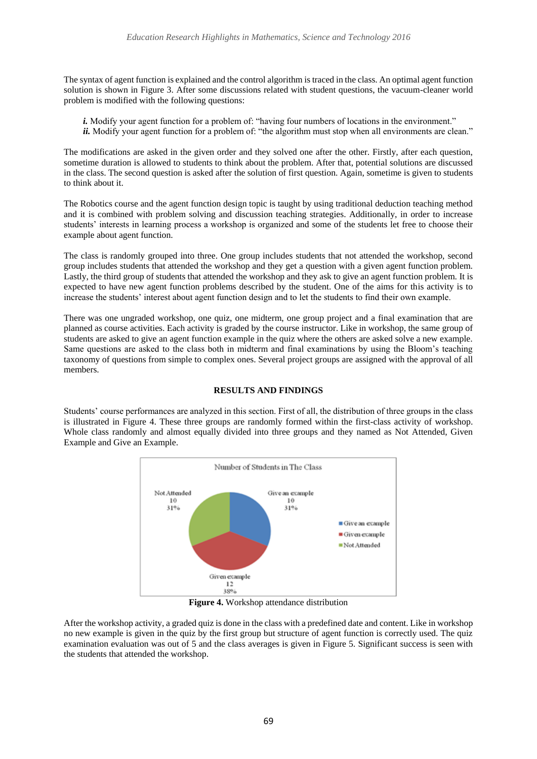The syntax of agent function is explained and the control algorithm is traced in the class. An optimal agent function solution is shown in Figure 3. After some discussions related with student questions, the vacuum-cleaner world problem is modified with the following questions:

***i.*** Modify your agent function for a problem of: "having four numbers of locations in the environment."
***ii.*** Modify your agent function for a problem of: "the algorithm must stop when all environments are clean."

The modifications are asked in the given order and they solved one after the other. Firstly, after each question, sometime duration is allowed to students to think about the problem. After that, potential solutions are discussed in the class. The second question is asked after the solution of first question. Again, sometime is given to students to think about it.

The Robotics course and the agent function design topic is taught by using traditional deduction teaching method and it is combined with problem solving and discussion teaching strategies. Additionally, in order to increase students' interests in learning process a workshop is organized and some of the students let free to choose their example about agent function.

The class is randomly grouped into three. One group includes students that not attended the workshop, second group includes students that attended the workshop and they get a question with a given agent function problem. Lastly, the third group of students that attended the workshop and they ask to give an agent function problem. It is expected to have new agent function problems described by the student. One of the aims for this activity is to increase the students' interest about agent function design and to let the students to find their own example.

There was one ungraded workshop, one quiz, one midterm, one group project and a final examination that are planned as course activities. Each activity is graded by the course instructor. Like in workshop, the same group of students are asked to give an agent function example in the quiz where the others are asked solve a new example. Same questions are asked to the class both in midterm and final examinations by using the Bloom's teaching taxonomy of questions from simple to complex ones. Several project groups are assigned with the approval of all members.

## RESULTS AND FINDINGS

Students' course performances are analyzed in this section. First of all, the distribution of three groups in the class is illustrated in Figure 4. These three groups are randomly formed within the first-class activity of workshop. Whole class randomly and almost equally divided into three groups and they named as Not Attended, Given Example and Give an Example.

Number of Students in The Class

| Group | Number | Percentage |
|---|---|---|
| Give an example | 10 | 31% |
| Given example | 12 | 38% |
| Not Attended | 10 | 31% |

**Figure 4.** Workshop attendance distribution

After the workshop activity, a graded quiz is done in the class with a predefined date and content. Like in workshop no new example is given in the quiz by the first group but structure of agent function is correctly used. The quiz examination evaluation was out of 5 and the class averages is given in Figure 5. Significant success is seen with the students that attended the workshop.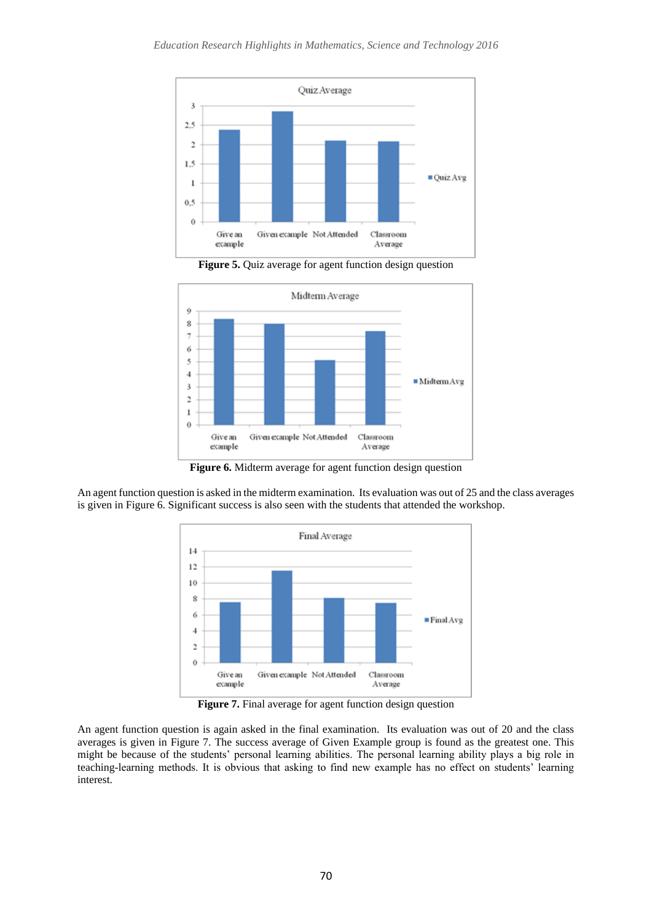Figure 5. Quiz average for agent function design question

Figure 6. Midterm average for agent function design question

An agent function question is asked in the midterm examination. Its evaluation was out of 25 and the class averages is given in Figure 6. Significant success is also seen with the students that attended the workshop.

Figure 7. Final average for agent function design question

An agent function question is again asked in the final examination. Its evaluation was out of 20 and the class averages is given in Figure 7. The success average of Given Example group is found as the greatest one. This might be because of the students' personal learning abilities. The personal learning ability plays a big role in teaching-learning methods. It is obvious that asking to find new example has no effect on students' learning interest.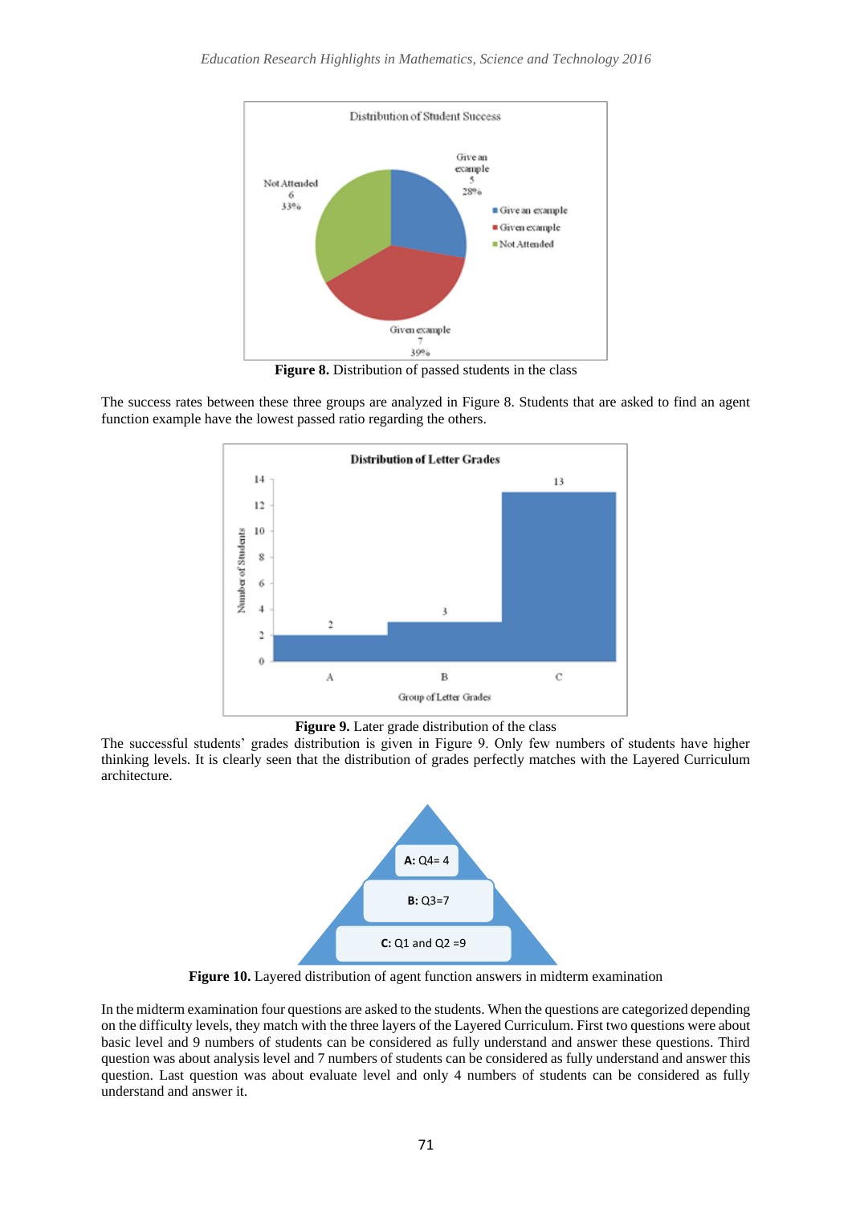**Figure 8.** Distribution of passed students in the class

The success rates between these three groups are analyzed in Figure 8. Students that are asked to find an agent function example have the lowest passed ratio regarding the others.

**Figure 9.** Later grade distribution of the class

The successful students' grades distribution is given in Figure 9. Only few numbers of students have higher thinking levels. It is clearly seen that the distribution of grades perfectly matches with the Layered Curriculum architecture.

**Figure 10.** Layered distribution of agent function answers in midterm examination

In the midterm examination four questions are asked to the students. When the questions are categorized depending on the difficulty levels, they match with the three layers of the Layered Curriculum. First two questions were about basic level and 9 numbers of students can be considered as fully understand and answer these questions. Third question was about analysis level and 7 numbers of students can be considered as fully understand and answer this question. Last question was about evaluate level and only 4 numbers of students can be considered as fully understand and answer it.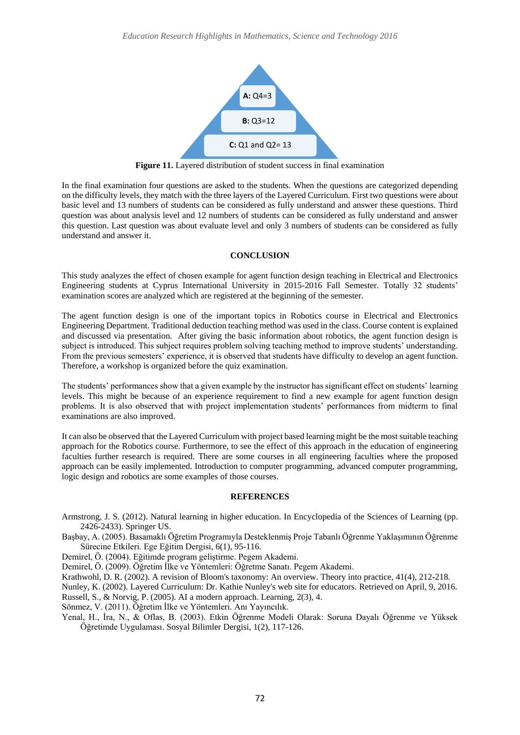A: Q4=3

B: Q3=12

C: Q1 and Q2= 13

**Figure 11.** Layered distribution of student success in final examination

In the final examination four questions are asked to the students. When the questions are categorized depending on the difficulty levels, they match with the three layers of the Layered Curriculum. First two questions were about basic level and 13 numbers of students can be considered as fully understand and answer these questions. Third question was about analysis level and 12 numbers of students can be considered as fully understand and answer this question. Last question was about evaluate level and only 3 numbers of students can be considered as fully understand and answer it.

## CONCLUSION

This study analyzes the effect of chosen example for agent function design teaching in Electrical and Electronics Engineering students at Cyprus International University in 2015-2016 Fall Semester. Totally 32 students' examination scores are analyzed which are registered at the beginning of the semester.

The agent function design is one of the important topics in Robotics course in Electrical and Electronics Engineering Department. Traditional deduction teaching method was used in the class. Course content is explained and discussed via presentation. After giving the basic information about robotics, the agent function design is subject is introduced. This subject requires problem solving teaching method to improve students' understanding. From the previous semesters' experience, it is observed that students have difficulty to develop an agent function. Therefore, a workshop is organized before the quiz examination.

The students' performances show that a given example by the instructor has significant effect on students' learning levels. This might be because of an experience requirement to find a new example for agent function design problems. It is also observed that with project implementation students' performances from midterm to final examinations are also improved.

It can also be observed that the Layered Curriculum with project based learning might be the most suitable teaching approach for the Robotics course. Furthermore, to see the effect of this approach in the education of engineering faculties further research is required. There are some courses in all engineering faculties where the proposed approach can be easily implemented. Introduction to computer programming, advanced computer programming, logic design and robotics are some examples of those courses.

## REFERENCES

Armstrong, J. S. (2012). Natural learning in higher education. In Encyclopedia of the Sciences of Learning (pp. 2426-2433). Springer US.

Başbay, A. (2005). Basamaklı Öğretim Programıyla Desteklenmiş Proje Tabanlı Öğrenme Yaklaşımının Öğrenme Sürecine Etkileri. Ege Eğitim Dergisi, 6(1), 95-116.

Demirel, Ö. (2004). Eğitimde program geliştirme. Pegem Akademi.

Demirel, Ö. (2009). Öğretim İlke ve Yöntemleri: Öğretme Sanatı. Pegem Akademi.

Krathwohl, D. R. (2002). A revision of Bloom's taxonomy: An overview. Theory into practice, 41(4), 212-218.

Nunley, K. (2002). Layered Curriculum: Dr. Kathie Nunley's web site for educators. Retrieved on April, 9, 2016.

Russell, S., & Norvig, P. (2005). AI a modern approach. Learning, 2(3), 4.

Sönmez, V. (2011). Öğretim İlke ve Yöntemleri. Anı Yayıncılık.

Yenal, H., İra, N., & Oflas, B. (2003). Etkin Öğrenme Modeli Olarak: Soruna Dayalı Öğrenme ve Yüksek Öğretimde Uygulaması. Sosyal Bilimler Dergisi, 1(2), 117-126.